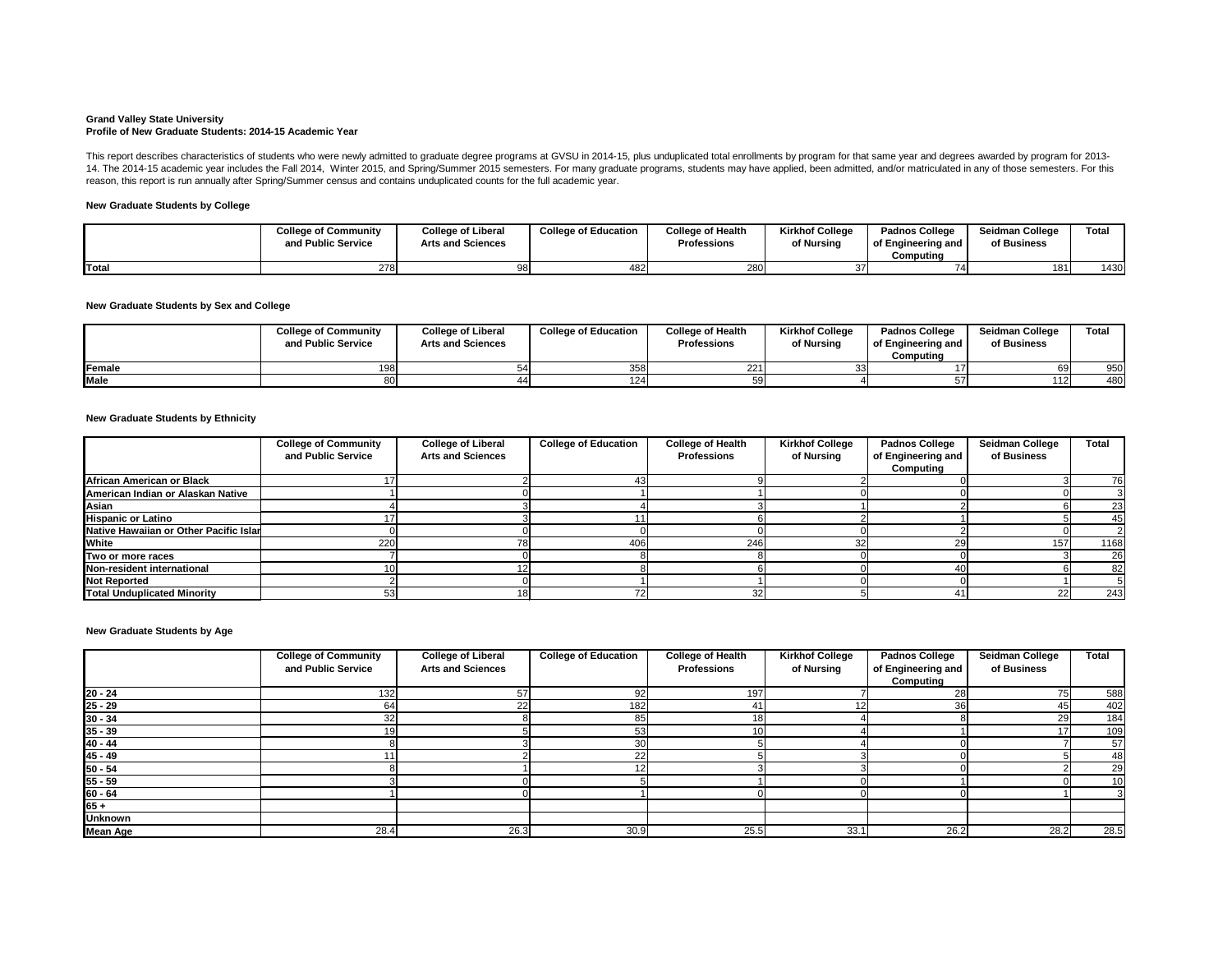**Grand Valley State University**
**Profile of New Graduate Students: 2014-15 Academic Year**

This report describes characteristics of students who were newly admitted to graduate degree programs at GVSU in 2014-15, plus unduplicated total enrollments by program for that same year and degrees awarded by program for 2013-14. The 2014-15 academic year includes the Fall 2014, Winter 2015, and Spring/Summer 2015 semesters. For many graduate programs, students may have applied, been admitted, and/or matriculated in any of those semesters. For this reason, this report is run annually after Spring/Summer census and contains unduplicated counts for the full academic year.

**New Graduate Students by College**

| | College of Community and Public Service | College of Liberal Arts and Sciences | College of Education | College of Health Professions | Kirkhof College of Nursing | Padnos College of Engineering and Computing | Seidman College of Business | Total |
|---|---|---|---|---|---|---|---|---|
| **Total** | 278 | 98 | 482 | 280 | 37 | 74 | 181 | 1430 |

**New Graduate Students by Sex and College**

| | College of Community and Public Service | College of Liberal Arts and Sciences | College of Education | College of Health Professions | Kirkhof College of Nursing | Padnos College of Engineering and Computing | Seidman College of Business | Total |
|---|---|---|---|---|---|---|---|---|
| **Female** | 198 | 54 | 358 | 221 | 33 | 17 | 69 | 950 |
| **Male** | 80 | 44 | 124 | 59 | 4 | 57 | 112 | 480 |

**New Graduate Students by Ethnicity**

| | College of Community and Public Service | College of Liberal Arts and Sciences | College of Education | College of Health Professions | Kirkhof College of Nursing | Padnos College of Engineering and Computing | Seidman College of Business | Total |
|---|---|---|---|---|---|---|---|---|
| **African American or Black** | 17 | 2 | 43 | 9 | 2 | 0 | 3 | 76 |
| **American Indian or Alaskan Native** | 1 | 0 | 1 | 1 | 0 | 0 | 0 | 3 |
| **Asian** | 4 | 3 | 4 | 3 | 1 | 2 | 6 | 23 |
| **Hispanic or Latino** | 17 | 3 | 11 | 6 | 2 | 1 | 5 | 45 |
| **Native Hawaiian or Other Pacific Islar** | 0 | 0 | 0 | 0 | 0 | 2 | 0 | 2 |
| **White** | 220 | 78 | 406 | 246 | 32 | 29 | 157 | 1168 |
| **Two or more races** | 7 | 0 | 8 | 8 | 0 | 0 | 3 | 26 |
| **Non-resident international** | 10 | 12 | 8 | 6 | 0 | 40 | 6 | 82 |
| **Not Reported** | 2 | 0 | 1 | 1 | 0 | 0 | 1 | 5 |
| **Total Unduplicated Minority** | 53 | 18 | 72 | 32 | 5 | 41 | 22 | 243 |

**New Graduate Students by Age**

| | College of Community and Public Service | College of Liberal Arts and Sciences | College of Education | College of Health Professions | Kirkhof College of Nursing | Padnos College of Engineering and Computing | Seidman College of Business | Total |
|---|---|---|---|---|---|---|---|---|
| **20 - 24** | 132 | 57 | 92 | 197 | 7 | 28 | 75 | 588 |
| **25 - 29** | 64 | 22 | 182 | 41 | 12 | 36 | 45 | 402 |
| **30 - 34** | 32 | 8 | 85 | 18 | 4 | 8 | 29 | 184 |
| **35 - 39** | 19 | 5 | 53 | 10 | 4 | 1 | 17 | 109 |
| **40 - 44** | 8 | 3 | 30 | 5 | 4 | 0 | 7 | 57 |
| **45 - 49** | 11 | 2 | 22 | 5 | 3 | 0 | 5 | 48 |
| **50 - 54** | 8 | 1 | 12 | 3 | 3 | 0 | 2 | 29 |
| **55 - 59** | 3 | 0 | 5 | 1 | 0 | 1 | 0 | 10 |
| **60 - 64** | 1 | 0 | 1 | 0 | 0 | 0 | 1 | 3 |
| **65 +** | | | | | | | | |
| **Unknown** | | | | | | | | |
| **Mean Age** | 28.4 | 26.3 | 30.9 | 25.5 | 33.1 | 26.2 | 28.2 | 28.5 |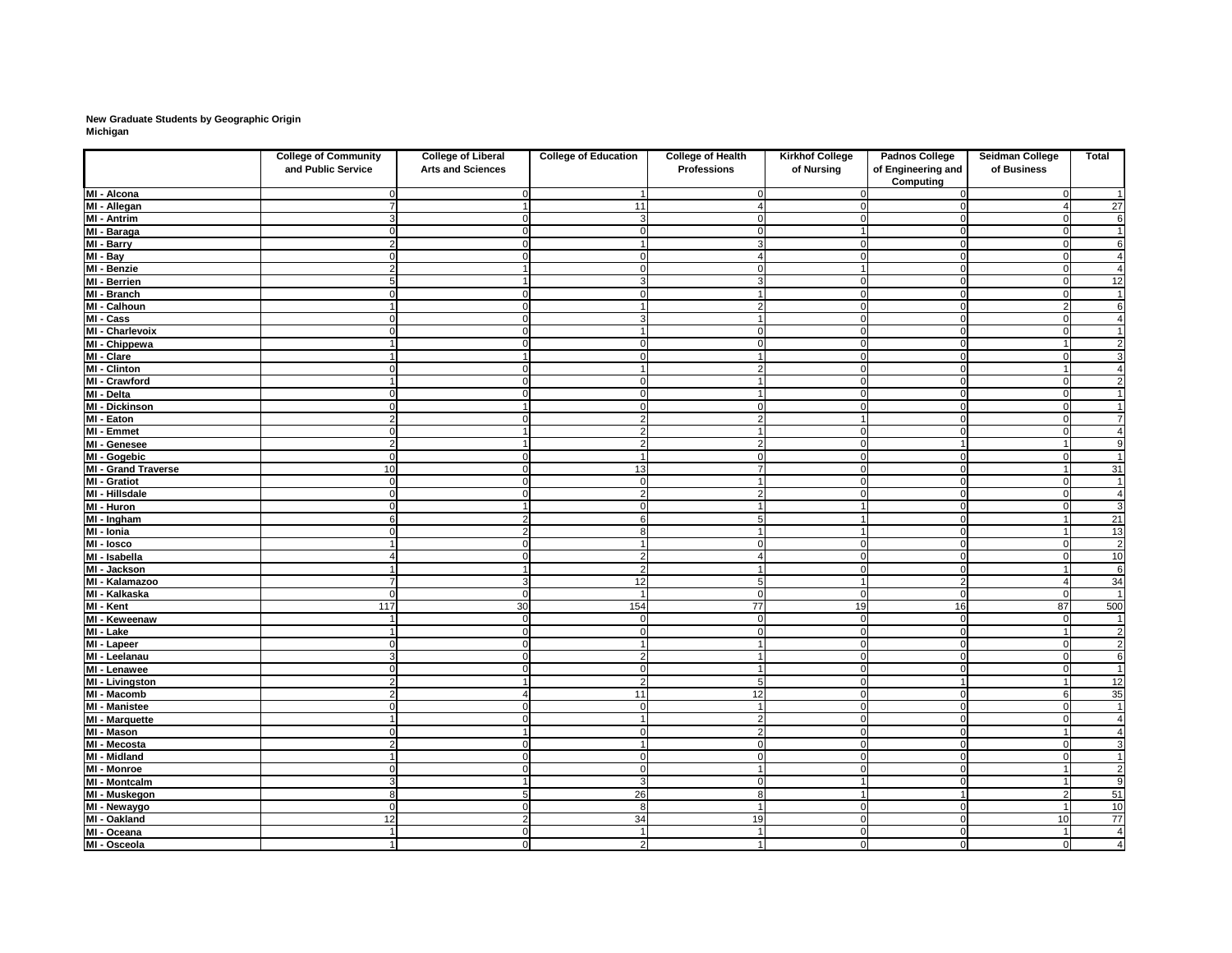**New Graduate Students by Geographic Origin**
**Michigan**

| | College of Community and Public Service | College of Liberal Arts and Sciences | College of Education | College of Health Professions | Kirkhof College of Nursing | Padnos College of Engineering and Computing | Seidman College of Business | Total |
|---|---|---|---|---|---|---|---|---|
| MI - Alcona | 0 | 0 | 1 | 0 | 0 | 0 | 0 | 1 |
| MI - Allegan | 7 | 1 | 11 | 4 | 0 | 0 | 4 | 27 |
| MI - Antrim | 3 | 0 | 3 | 0 | 0 | 0 | 0 | 6 |
| MI - Baraga | 0 | 0 | 0 | 0 | 1 | 0 | 0 | 1 |
| MI - Barry | 2 | 0 | 1 | 3 | 0 | 0 | 0 | 6 |
| MI - Bay | 0 | 0 | 0 | 4 | 0 | 0 | 0 | 4 |
| MI - Benzie | 2 | 1 | 0 | 0 | 1 | 0 | 0 | 4 |
| MI - Berrien | 5 | 1 | 3 | 3 | 0 | 0 | 0 | 12 |
| MI - Branch | 0 | 0 | 0 | 1 | 0 | 0 | 0 | 1 |
| MI - Calhoun | 1 | 0 | 1 | 2 | 0 | 0 | 2 | 6 |
| MI - Cass | 0 | 0 | 3 | 1 | 0 | 0 | 0 | 4 |
| MI - Charlevoix | 0 | 0 | 1 | 0 | 0 | 0 | 0 | 1 |
| MI - Chippewa | 1 | 0 | 0 | 0 | 0 | 0 | 1 | 2 |
| MI - Clare | 1 | 1 | 0 | 1 | 0 | 0 | 0 | 3 |
| MI - Clinton | 0 | 0 | 1 | 2 | 0 | 0 | 1 | 4 |
| MI - Crawford | 1 | 0 | 0 | 1 | 0 | 0 | 0 | 2 |
| MI - Delta | 0 | 0 | 0 | 1 | 0 | 0 | 0 | 1 |
| MI - Dickinson | 0 | 1 | 0 | 0 | 0 | 0 | 0 | 1 |
| MI - Eaton | 2 | 0 | 2 | 2 | 1 | 0 | 0 | 7 |
| MI - Emmet | 0 | 1 | 2 | 1 | 0 | 0 | 0 | 4 |
| MI - Genesee | 2 | 1 | 2 | 2 | 0 | 1 | 1 | 9 |
| MI - Gogebic | 0 | 0 | 1 | 0 | 0 | 0 | 0 | 1 |
| MI - Grand Traverse | 10 | 0 | 13 | 7 | 0 | 0 | 1 | 31 |
| MI - Gratiot | 0 | 0 | 0 | 1 | 0 | 0 | 0 | 1 |
| MI - Hillsdale | 0 | 0 | 2 | 2 | 0 | 0 | 0 | 4 |
| MI - Huron | 0 | 1 | 0 | 1 | 1 | 0 | 0 | 3 |
| MI - Ingham | 6 | 2 | 6 | 5 | 1 | 0 | 1 | 21 |
| MI - Ionia | 0 | 2 | 8 | 1 | 1 | 0 | 1 | 13 |
| MI - Iosco | 1 | 0 | 1 | 0 | 0 | 0 | 0 | 2 |
| MI - Isabella | 4 | 0 | 2 | 4 | 0 | 0 | 0 | 10 |
| MI - Jackson | 1 | 1 | 2 | 1 | 0 | 0 | 1 | 6 |
| MI - Kalamazoo | 7 | 3 | 12 | 5 | 1 | 2 | 4 | 34 |
| MI - Kalkaska | 0 | 0 | 1 | 0 | 0 | 0 | 0 | 1 |
| MI - Kent | 117 | 30 | 154 | 77 | 19 | 16 | 87 | 500 |
| MI - Keweenaw | 1 | 0 | 0 | 0 | 0 | 0 | 0 | 1 |
| MI - Lake | 1 | 0 | 0 | 0 | 0 | 0 | 1 | 2 |
| MI - Lapeer | 0 | 0 | 1 | 1 | 0 | 0 | 0 | 2 |
| MI - Leelanau | 3 | 0 | 2 | 1 | 0 | 0 | 0 | 6 |
| MI - Lenawee | 0 | 0 | 0 | 1 | 0 | 0 | 0 | 1 |
| MI - Livingston | 2 | 1 | 2 | 5 | 0 | 1 | 1 | 12 |
| MI - Macomb | 2 | 4 | 11 | 12 | 0 | 0 | 6 | 35 |
| MI - Manistee | 0 | 0 | 0 | 1 | 0 | 0 | 0 | 1 |
| MI - Marquette | 1 | 0 | 1 | 2 | 0 | 0 | 0 | 4 |
| MI - Mason | 0 | 1 | 0 | 2 | 0 | 0 | 1 | 4 |
| MI - Mecosta | 2 | 0 | 1 | 0 | 0 | 0 | 0 | 3 |
| MI - Midland | 1 | 0 | 0 | 0 | 0 | 0 | 0 | 1 |
| MI - Monroe | 0 | 0 | 0 | 1 | 0 | 0 | 1 | 2 |
| MI - Montcalm | 3 | 1 | 3 | 0 | 1 | 0 | 1 | 9 |
| MI - Muskegon | 8 | 5 | 26 | 8 | 1 | 1 | 2 | 51 |
| MI - Newaygo | 0 | 0 | 8 | 1 | 0 | 0 | 1 | 10 |
| MI - Oakland | 12 | 2 | 34 | 19 | 0 | 0 | 10 | 77 |
| MI - Oceana | 1 | 0 | 1 | 1 | 0 | 0 | 1 | 4 |
| MI - Osceola | 1 | 0 | 2 | 1 | 0 | 0 | 0 | 4 |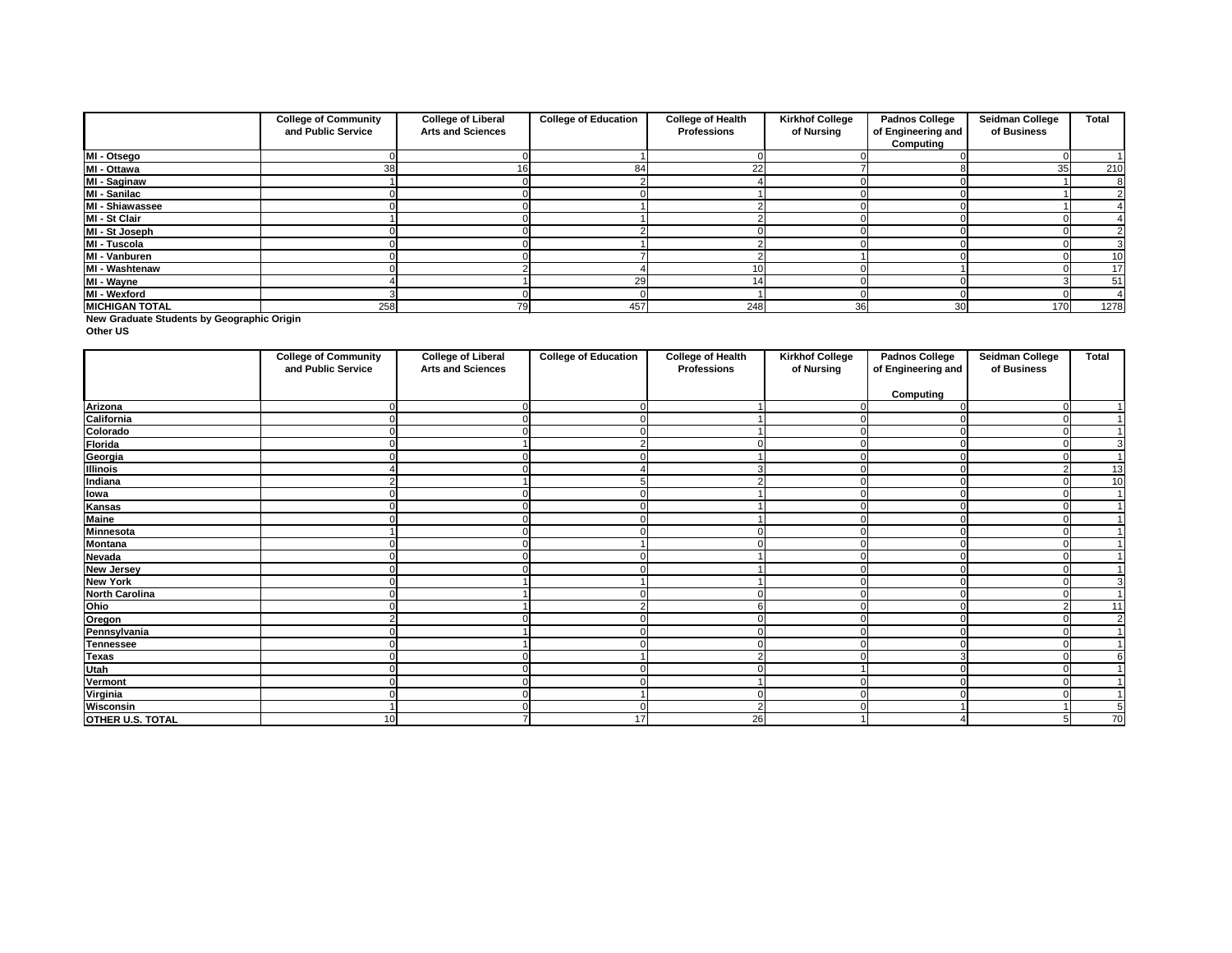| | College of Community and Public Service | College of Liberal Arts and Sciences | College of Education | College of Health Professions | Kirkhof College of Nursing | Padnos College of Engineering and Computing | Seidman College of Business | Total |
|---|---|---|---|---|---|---|---|---|
| **MI - Otsego** | 0 | 0 | 1 | 0 | 0 | 0 | 0 | 1 |
| **MI - Ottawa** | 38 | 16 | 84 | 22 | 7 | 8 | 35 | 210 |
| **MI - Saginaw** | 1 | 0 | 2 | 4 | 0 | 0 | 1 | 8 |
| **MI - Sanilac** | 0 | 0 | 0 | 1 | 0 | 0 | 1 | 2 |
| **MI - Shiawassee** | 0 | 0 | 1 | 2 | 0 | 0 | 1 | 4 |
| **MI - St Clair** | 1 | 0 | 1 | 2 | 0 | 0 | 0 | 4 |
| **MI - St Joseph** | 0 | 0 | 2 | 0 | 0 | 0 | 0 | 2 |
| **MI - Tuscola** | 0 | 0 | 1 | 2 | 0 | 0 | 0 | 3 |
| **MI - Vanburen** | 0 | 0 | 7 | 2 | 1 | 0 | 0 | 10 |
| **MI - Washtenaw** | 0 | 2 | 4 | 10 | 0 | 1 | 0 | 17 |
| **MI - Wayne** | 4 | 1 | 29 | 14 | 0 | 0 | 3 | 51 |
| **MI - Wexford** | 3 | 0 | 0 | 1 | 0 | 0 | 0 | 4 |
| **MICHIGAN TOTAL** | 258 | 79 | 457 | 248 | 36 | 30 | 170 | 1278 |

**New Graduate Students by Geographic Origin**

**Other US**

| | College of Community and Public Service | College of Liberal Arts and Sciences | College of Education | College of Health Professions | Kirkhof College of Nursing | Padnos College of Engineering and Computing | Seidman College of Business | Total |
|---|---|---|---|---|---|---|---|---|
| **Arizona** | 0 | 0 | 0 | 1 | 0 | 0 | 0 | 1 |
| **California** | 0 | 0 | 0 | 1 | 0 | 0 | 0 | 1 |
| **Colorado** | 0 | 0 | 0 | 1 | 0 | 0 | 0 | 1 |
| **Florida** | 0 | 1 | 2 | 0 | 0 | 0 | 0 | 3 |
| **Georgia** | 0 | 0 | 0 | 1 | 0 | 0 | 0 | 1 |
| **Illinois** | 4 | 0 | 4 | 3 | 0 | 0 | 2 | 13 |
| **Indiana** | 2 | 1 | 5 | 2 | 0 | 0 | 0 | 10 |
| **Iowa** | 0 | 0 | 0 | 1 | 0 | 0 | 0 | 1 |
| **Kansas** | 0 | 0 | 0 | 1 | 0 | 0 | 0 | 1 |
| **Maine** | 0 | 0 | 0 | 1 | 0 | 0 | 0 | 1 |
| **Minnesota** | 1 | 0 | 0 | 0 | 0 | 0 | 0 | 1 |
| **Montana** | 0 | 0 | 1 | 0 | 0 | 0 | 0 | 1 |
| **Nevada** | 0 | 0 | 0 | 1 | 0 | 0 | 0 | 1 |
| **New Jersey** | 0 | 0 | 0 | 1 | 0 | 0 | 0 | 1 |
| **New York** | 0 | 1 | 1 | 1 | 0 | 0 | 0 | 3 |
| **North Carolina** | 0 | 1 | 0 | 0 | 0 | 0 | 0 | 1 |
| **Ohio** | 0 | 1 | 2 | 6 | 0 | 0 | 2 | 11 |
| **Oregon** | 2 | 0 | 0 | 0 | 0 | 0 | 0 | 2 |
| **Pennsylvania** | 0 | 1 | 0 | 0 | 0 | 0 | 0 | 1 |
| **Tennessee** | 0 | 1 | 0 | 0 | 0 | 0 | 0 | 1 |
| **Texas** | 0 | 0 | 1 | 2 | 0 | 3 | 0 | 6 |
| **Utah** | 0 | 0 | 0 | 0 | 1 | 0 | 0 | 1 |
| **Vermont** | 0 | 0 | 0 | 1 | 0 | 0 | 0 | 1 |
| **Virginia** | 0 | 0 | 1 | 0 | 0 | 0 | 0 | 1 |
| **Wisconsin** | 1 | 0 | 0 | 2 | 0 | 1 | 1 | 5 |
| **OTHER U.S. TOTAL** | 10 | 7 | 17 | 26 | 1 | 4 | 5 | 70 |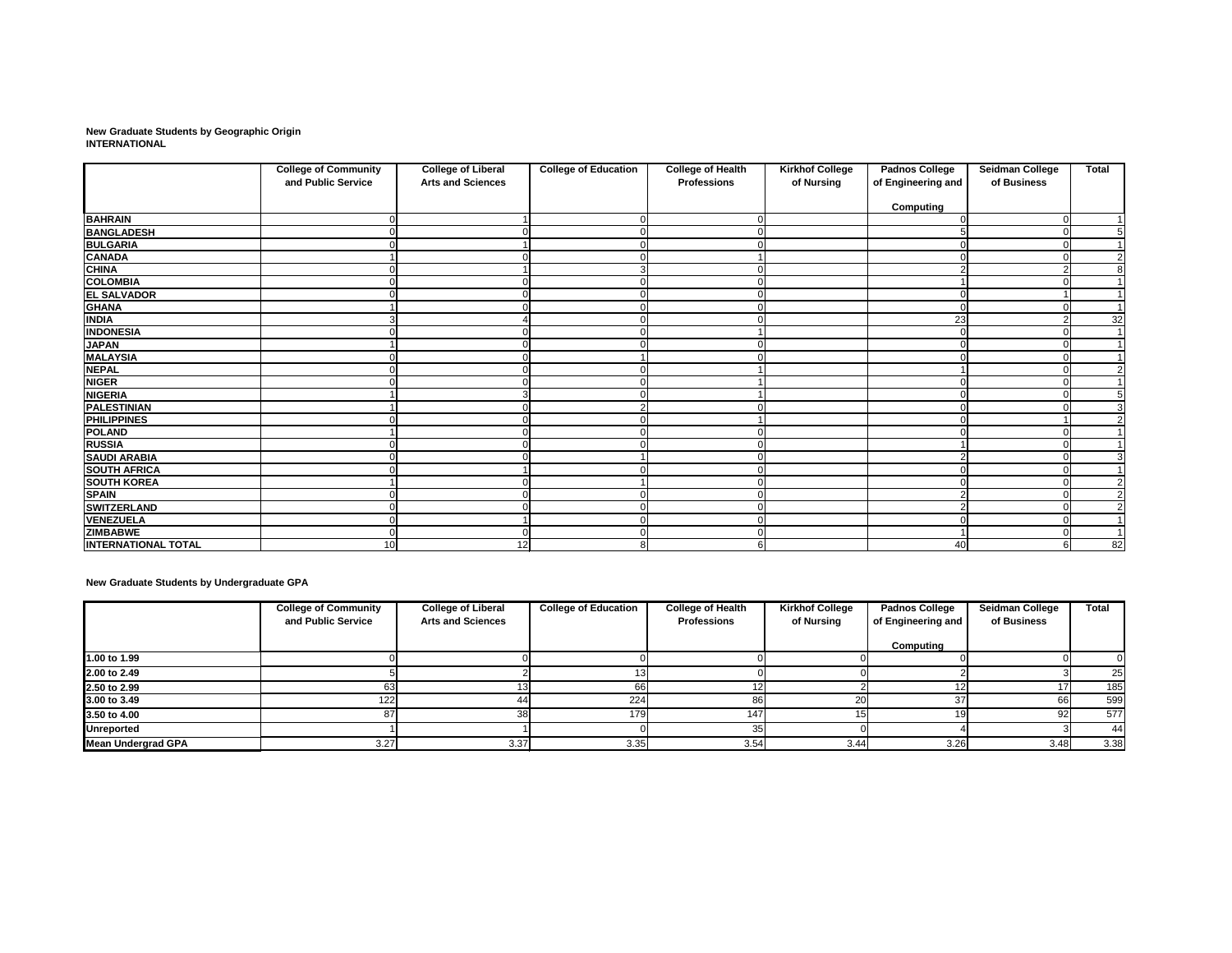**New Graduate Students by Geographic Origin**
**INTERNATIONAL**

| | College of Community and Public Service | College of Liberal Arts and Sciences | College of Education | College of Health Professions | Kirkhof College of Nursing | Padnos College of Engineering and Computing | Seidman College of Business | Total |
|---|---|---|---|---|---|---|---|---|
| **BAHRAIN** | 0 | 1 | 0 | 0 | | 0 | 0 | 1 |
| **BANGLADESH** | 0 | 0 | 0 | 0 | | 5 | 0 | 5 |
| **BULGARIA** | 0 | 1 | 0 | 0 | | 0 | 0 | 1 |
| **CANADA** | 1 | 0 | 0 | 1 | | 0 | 0 | 2 |
| **CHINA** | 0 | 1 | 3 | 0 | | 2 | 2 | 8 |
| **COLOMBIA** | 0 | 0 | 0 | 0 | | 1 | 0 | 1 |
| **EL SALVADOR** | 0 | 0 | 0 | 0 | | 0 | 1 | 1 |
| **GHANA** | 1 | 0 | 0 | 0 | | 0 | 0 | 1 |
| **INDIA** | 3 | 4 | 0 | 0 | | 23 | 2 | 32 |
| **INDONESIA** | 0 | 0 | 0 | 1 | | 0 | 0 | 1 |
| **JAPAN** | 1 | 0 | 0 | 0 | | 0 | 0 | 1 |
| **MALAYSIA** | 0 | 0 | 1 | 0 | | 0 | 0 | 1 |
| **NEPAL** | 0 | 0 | 0 | 1 | | 1 | 0 | 2 |
| **NIGER** | 0 | 0 | 0 | 1 | | 0 | 0 | 1 |
| **NIGERIA** | 1 | 3 | 0 | 1 | | 0 | 0 | 5 |
| **PALESTINIAN** | 1 | 0 | 2 | 0 | | 0 | 0 | 3 |
| **PHILIPPINES** | 0 | 0 | 0 | 1 | | 0 | 1 | 2 |
| **POLAND** | 1 | 0 | 0 | 0 | | 0 | 0 | 1 |
| **RUSSIA** | 0 | 0 | 0 | 0 | | 1 | 0 | 1 |
| **SAUDI ARABIA** | 0 | 0 | 1 | 0 | | 2 | 0 | 3 |
| **SOUTH AFRICA** | 0 | 1 | 0 | 0 | | 0 | 0 | 1 |
| **SOUTH KOREA** | 1 | 0 | 1 | 0 | | 0 | 0 | 2 |
| **SPAIN** | 0 | 0 | 0 | 0 | | 2 | 0 | 2 |
| **SWITZERLAND** | 0 | 0 | 0 | 0 | | 2 | 0 | 2 |
| **VENEZUELA** | 0 | 1 | 0 | 0 | | 0 | 0 | 1 |
| **ZIMBABWE** | 0 | 0 | 0 | 0 | | 1 | 0 | 1 |
| **INTERNATIONAL TOTAL** | 10 | 12 | 8 | 6 | | 40 | 6 | 82 |

**New Graduate Students by Undergraduate GPA**

| | College of Community and Public Service | College of Liberal Arts and Sciences | College of Education | College of Health Professions | Kirkhof College of Nursing | Padnos College of Engineering and Computing | Seidman College of Business | Total |
|---|---|---|---|---|---|---|---|---|
| **1.00 to 1.99** | 0 | 0 | 0 | 0 | 0 | 0 | 0 | 0 |
| **2.00 to 2.49** | 5 | 2 | 13 | 0 | 0 | 2 | 3 | 25 |
| **2.50 to 2.99** | 63 | 13 | 66 | 12 | 2 | 12 | 17 | 185 |
| **3.00 to 3.49** | 122 | 44 | 224 | 86 | 20 | 37 | 66 | 599 |
| **3.50 to 4.00** | 87 | 38 | 179 | 147 | 15 | 19 | 92 | 577 |
| **Unreported** | 1 | 1 | 0 | 35 | 0 | 4 | 3 | 44 |
| **Mean Undergrad GPA** | 3.27 | 3.37 | 3.35 | 3.54 | 3.44 | 3.26 | 3.48 | 3.38 |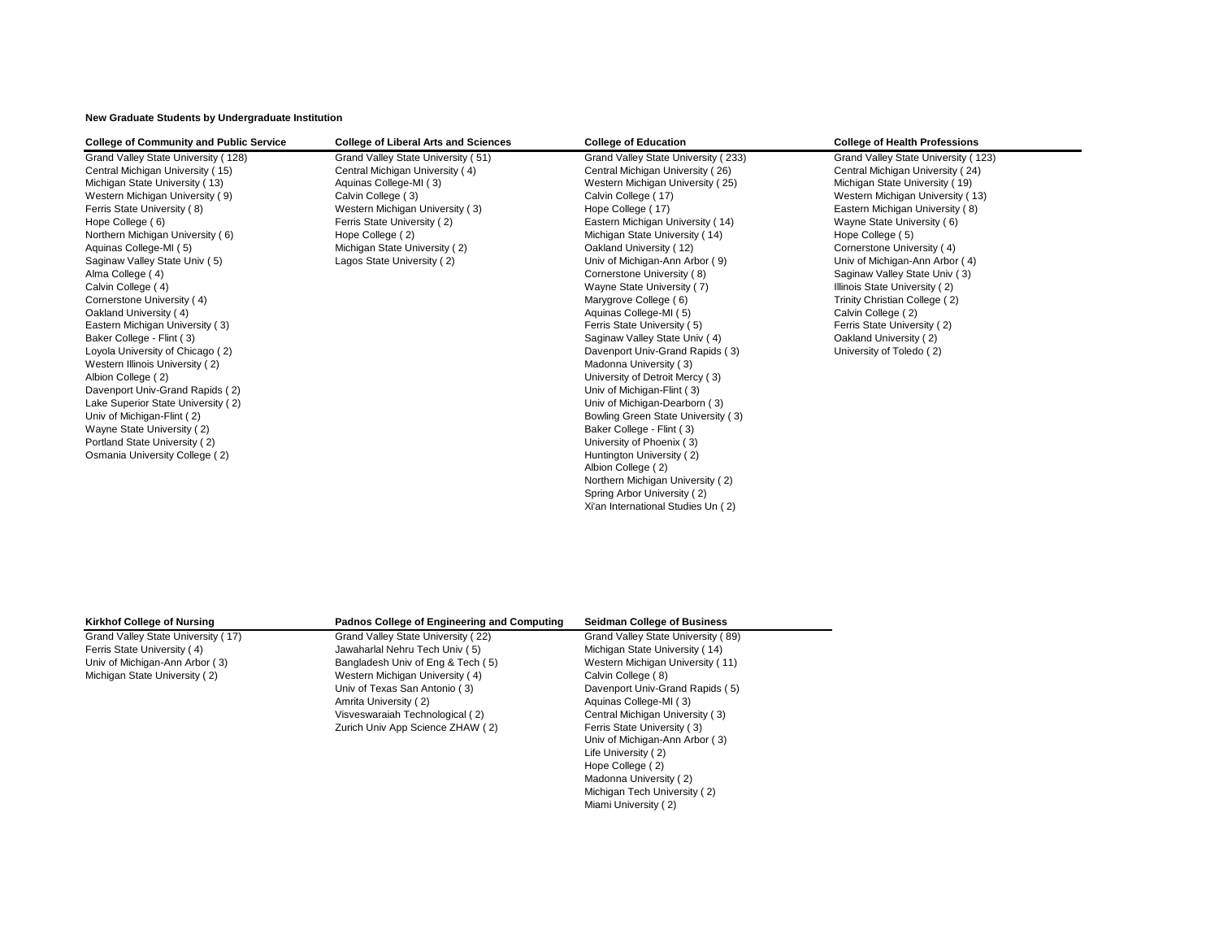**New Graduate Students by Undergraduate Institution**

| College of Community and Public Service | College of Liberal Arts and Sciences | College of Education | College of Health Professions |
|---|---|---|---|
| Grand Valley State University ( 128) | Grand Valley State University ( 51) | Grand Valley State University ( 233) | Grand Valley State University ( 123) |
| Central Michigan University ( 15) | Central Michigan University ( 4) | Central Michigan University ( 26) | Central Michigan University ( 24) |
| Michigan State University ( 13) | Aquinas College-MI ( 3) | Western Michigan University ( 25) | Michigan State University ( 19) |
| Western Michigan University ( 9) | Calvin College ( 3) | Calvin College ( 17) | Western Michigan University ( 13) |
| Ferris State University ( 8) | Western Michigan University ( 3) | Hope College ( 17) | Eastern Michigan University ( 8) |
| Hope College ( 6) | Ferris State University ( 2) | Eastern Michigan University ( 14) | Wayne State University ( 6) |
| Northern Michigan University ( 6) | Hope College ( 2) | Michigan State University ( 14) | Hope College ( 5) |
| Aquinas College-MI ( 5) | Michigan State University ( 2) | Oakland University ( 12) | Cornerstone University ( 4) |
| Saginaw Valley State Univ ( 5) | Lagos State University ( 2) | Univ of Michigan-Ann Arbor ( 9) | Univ of Michigan-Ann Arbor ( 4) |
| Alma College ( 4) | | Cornerstone University ( 8) | Saginaw Valley State Univ ( 3) |
| Calvin College ( 4) | | Wayne State University ( 7) | Illinois State University ( 2) |
| Cornerstone University ( 4) | | Marygrove College ( 6) | Trinity Christian College ( 2) |
| Oakland University ( 4) | | Aquinas College-MI ( 5) | Calvin College ( 2) |
| Eastern Michigan University ( 3) | | Ferris State University ( 5) | Ferris State University ( 2) |
| Baker College - Flint ( 3) | | Saginaw Valley State Univ ( 4) | Oakland University ( 2) |
| Loyola University of Chicago ( 2) | | Davenport Univ-Grand Rapids ( 3) | University of Toledo ( 2) |
| Western Illinois University ( 2) | | Madonna University ( 3) | |
| Albion College ( 2) | | University of Detroit Mercy ( 3) | |
| Davenport Univ-Grand Rapids ( 2) | | Univ of Michigan-Flint ( 3) | |
| Lake Superior State University ( 2) | | Univ of Michigan-Dearborn ( 3) | |
| Univ of Michigan-Flint ( 2) | | Bowling Green State University ( 3) | |
| Wayne State University ( 2) | | Baker College - Flint ( 3) | |
| Portland State University ( 2) | | University of Phoenix ( 3) | |
| Osmania University College ( 2) | | Huntington University ( 2) | |
| | | Albion College ( 2) | |
| | | Northern Michigan University ( 2) | |
| | | Spring Arbor University ( 2) | |
| | | Xi'an International Studies Un ( 2) | |

| Kirkhof College of Nursing | Padnos College of Engineering and Computing | Seidman College of Business |
|---|---|---|
| Grand Valley State University ( 17) | Grand Valley State University ( 22) | Grand Valley State University ( 89) |
| Ferris State University ( 4) | Jawaharlal Nehru Tech Univ ( 5) | Michigan State University ( 14) |
| Univ of Michigan-Ann Arbor ( 3) | Bangladesh Univ of Eng & Tech ( 5) | Western Michigan University ( 11) |
| Michigan State University ( 2) | Western Michigan University ( 4) | Calvin College ( 8) |
| | Univ of Texas San Antonio ( 3) | Davenport Univ-Grand Rapids ( 5) |
| | Amrita University ( 2) | Aquinas College-MI ( 3) |
| | Visveswaraiah Technological ( 2) | Central Michigan University ( 3) |
| | Zurich Univ App Science ZHAW ( 2) | Ferris State University ( 3) |
| | | Univ of Michigan-Ann Arbor ( 3) |
| | | Life University ( 2) |
| | | Hope College ( 2) |
| | | Madonna University ( 2) |
| | | Michigan Tech University ( 2) |
| | | Miami University ( 2) |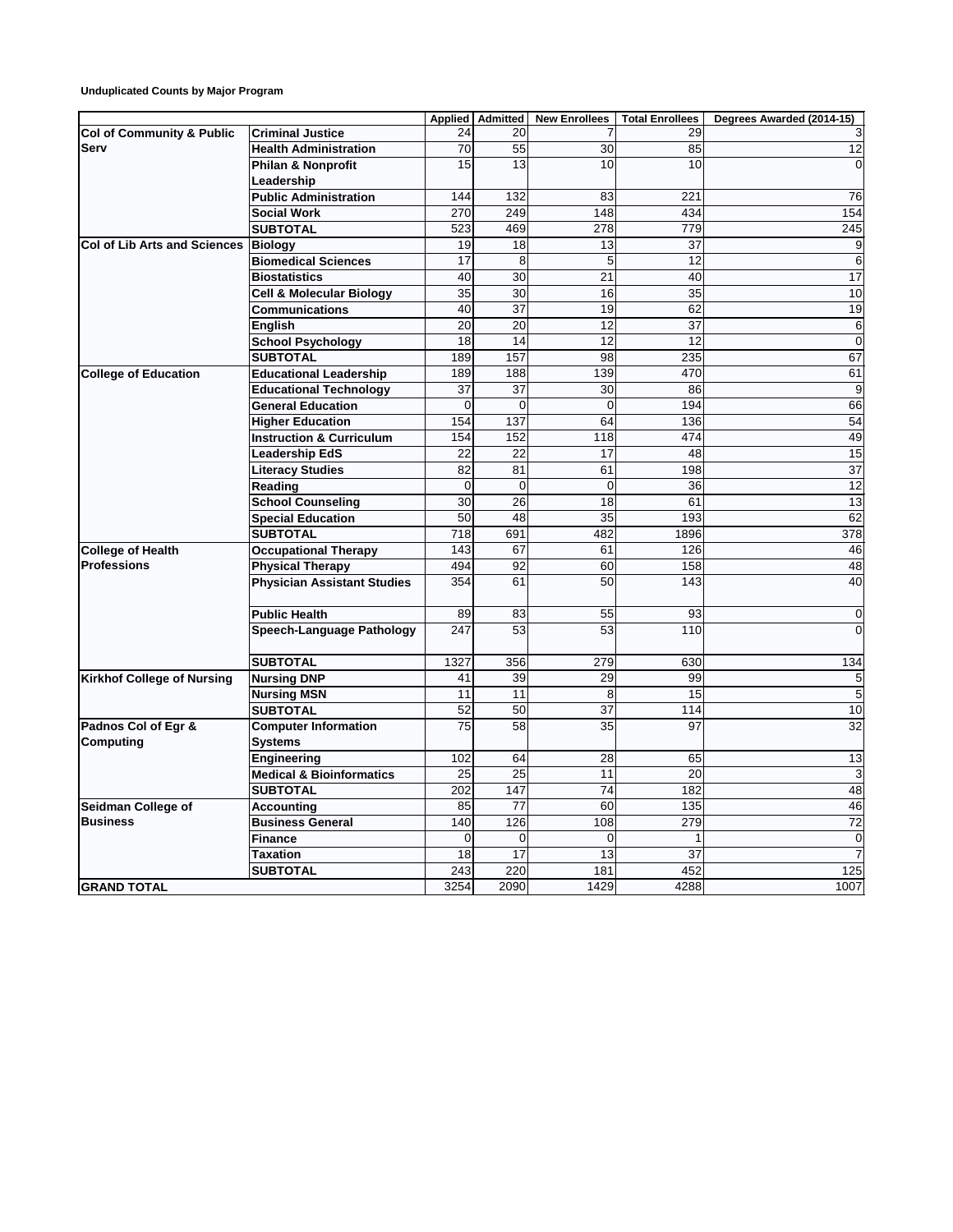**Unduplicated Counts by Major Program**

| | | Applied | Admitted | New Enrollees | Total Enrollees | Degrees Awarded (2014-15) |
|---|---|---|---|---|---|---|
| **Col of Community & Public Serv** | **Criminal Justice** | 24 | 20 | 7 | 29 | 3 |
| | **Health Administration** | 70 | 55 | 30 | 85 | 12 |
| | **Philan & Nonprofit Leadership** | 15 | 13 | 10 | 10 | 0 |
| | **Public Administration** | 144 | 132 | 83 | 221 | 76 |
| | **Social Work** | 270 | 249 | 148 | 434 | 154 |
| | **SUBTOTAL** | 523 | 469 | 278 | 779 | 245 |
| **Col of Lib Arts and Sciences** | **Biology** | 19 | 18 | 13 | 37 | 9 |
| | **Biomedical Sciences** | 17 | 8 | 5 | 12 | 6 |
| | **Biostatistics** | 40 | 30 | 21 | 40 | 17 |
| | **Cell & Molecular Biology** | 35 | 30 | 16 | 35 | 10 |
| | **Communications** | 40 | 37 | 19 | 62 | 19 |
| | **English** | 20 | 20 | 12 | 37 | 6 |
| | **School Psychology** | 18 | 14 | 12 | 12 | 0 |
| | **SUBTOTAL** | 189 | 157 | 98 | 235 | 67 |
| **College of Education** | **Educational Leadership** | 189 | 188 | 139 | 470 | 61 |
| | **Educational Technology** | 37 | 37 | 30 | 86 | 9 |
| | **General Education** | 0 | 0 | 0 | 194 | 66 |
| | **Higher Education** | 154 | 137 | 64 | 136 | 54 |
| | **Instruction & Curriculum** | 154 | 152 | 118 | 474 | 49 |
| | **Leadership EdS** | 22 | 22 | 17 | 48 | 15 |
| | **Literacy Studies** | 82 | 81 | 61 | 198 | 37 |
| | **Reading** | 0 | 0 | 0 | 36 | 12 |
| | **School Counseling** | 30 | 26 | 18 | 61 | 13 |
| | **Special Education** | 50 | 48 | 35 | 193 | 62 |
| | **SUBTOTAL** | 718 | 691 | 482 | 1896 | 378 |
| **College of Health Professions** | **Occupational Therapy** | 143 | 67 | 61 | 126 | 46 |
| | **Physical Therapy** | 494 | 92 | 60 | 158 | 48 |
| | **Physician Assistant Studies** | 354 | 61 | 50 | 143 | 40 |
| | **Public Health** | 89 | 83 | 55 | 93 | 0 |
| | **Speech-Language Pathology** | 247 | 53 | 53 | 110 | 0 |
| | **SUBTOTAL** | 1327 | 356 | 279 | 630 | 134 |
| **Kirkhof College of Nursing** | **Nursing DNP** | 41 | 39 | 29 | 99 | 5 |
| | **Nursing MSN** | 11 | 11 | 8 | 15 | 5 |
| | **SUBTOTAL** | 52 | 50 | 37 | 114 | 10 |
| **Padnos Col of Egr & Computing** | **Computer Information Systems** | 75 | 58 | 35 | 97 | 32 |
| | **Engineering** | 102 | 64 | 28 | 65 | 13 |
| | **Medical & Bioinformatics** | 25 | 25 | 11 | 20 | 3 |
| | **SUBTOTAL** | 202 | 147 | 74 | 182 | 48 |
| **Seidman College of Business** | **Accounting** | 85 | 77 | 60 | 135 | 46 |
| | **Business General** | 140 | 126 | 108 | 279 | 72 |
| | **Finance** | 0 | 0 | 0 | 1 | 0 |
| | **Taxation** | 18 | 17 | 13 | 37 | 7 |
| | **SUBTOTAL** | 243 | 220 | 181 | 452 | 125 |
| **GRAND TOTAL** | | 3254 | 2090 | 1429 | 4288 | 1007 |